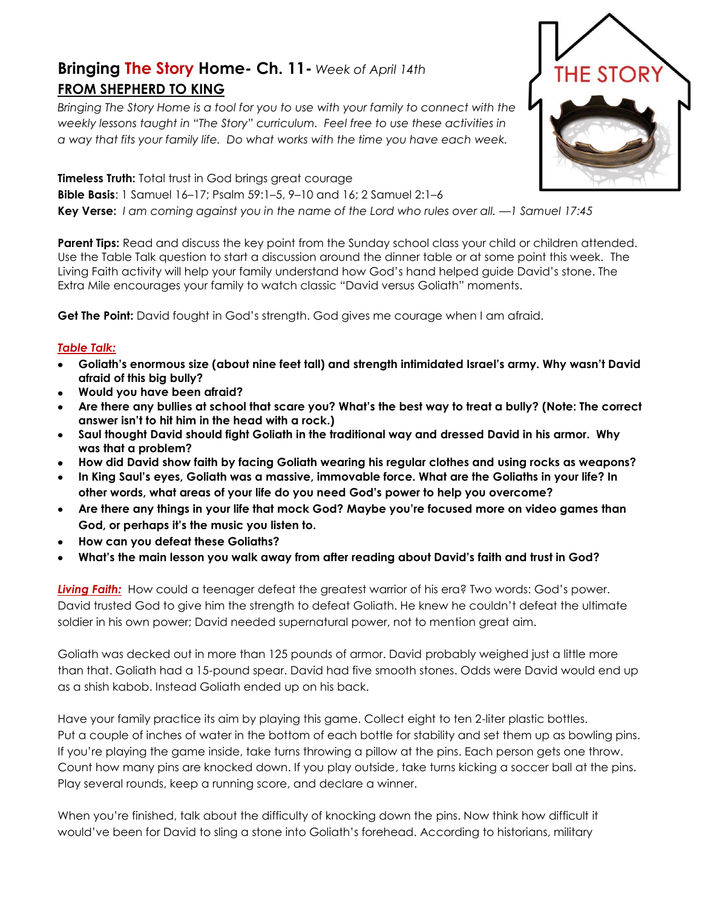# Bringing The Story Home- Ch. 11- *Week of April 14th*

## FROM SHEPHERD TO KING

*Bringing The Story Home is a tool for you to use with your family to connect with the weekly lessons taught in "The Story" curriculum. Feel free to use these activities in a way that fits your family life. Do what works with the time you have each week.*

THE STORY

**Timeless Truth:** Total trust in God brings great courage
**Bible Basis**: 1 Samuel 16–17; Psalm 59:1–5, 9–10 and 16; 2 Samuel 2:1–6
**Key Verse:** *I am coming against you in the name of the Lord who rules over all. —1 Samuel 17:45*

**Parent Tips:** Read and discuss the key point from the Sunday school class your child or children attended. Use the Table Talk question to start a discussion around the dinner table or at some point this week. The Living Faith activity will help your family understand how God's hand helped guide David's stone. The Extra Mile encourages your family to watch classic "David versus Goliath" moments.

**Get The Point:** David fought in God's strength. God gives me courage when I am afraid.

***Table Talk:***

- **Goliath's enormous size (about nine feet tall) and strength intimidated Israel's army. Why wasn't David afraid of this big bully?**
- **Would you have been afraid?**
- **Are there any bullies at school that scare you? What's the best way to treat a bully? (Note: The correct answer isn't to hit him in the head with a rock.)**
- **Saul thought David should fight Goliath in the traditional way and dressed David in his armor. Why was that a problem?**
- **How did David show faith by facing Goliath wearing his regular clothes and using rocks as weapons?**
- **In King Saul's eyes, Goliath was a massive, immovable force. What are the Goliaths in your life? In other words, what areas of your life do you need God's power to help you overcome?**
- **Are there any things in your life that mock God? Maybe you're focused more on video games than God, or perhaps it's the music you listen to.**
- **How can you defeat these Goliaths?**
- **What's the main lesson you walk away from after reading about David's faith and trust in God?**

***Living Faith:*** How could a teenager defeat the greatest warrior of his era? Two words: God's power. David trusted God to give him the strength to defeat Goliath. He knew he couldn't defeat the ultimate soldier in his own power; David needed supernatural power, not to mention great aim.

Goliath was decked out in more than 125 pounds of armor. David probably weighed just a little more than that. Goliath had a 15-pound spear. David had five smooth stones. Odds were David would end up as a shish kabob. Instead Goliath ended up on his back.

Have your family practice its aim by playing this game. Collect eight to ten 2-liter plastic bottles. Put a couple of inches of water in the bottom of each bottle for stability and set them up as bowling pins. If you're playing the game inside, take turns throwing a pillow at the pins. Each person gets one throw. Count how many pins are knocked down. If you play outside, take turns kicking a soccer ball at the pins. Play several rounds, keep a running score, and declare a winner.

When you're finished, talk about the difficulty of knocking down the pins. Now think how difficult it would've been for David to sling a stone into Goliath's forehead. According to historians, military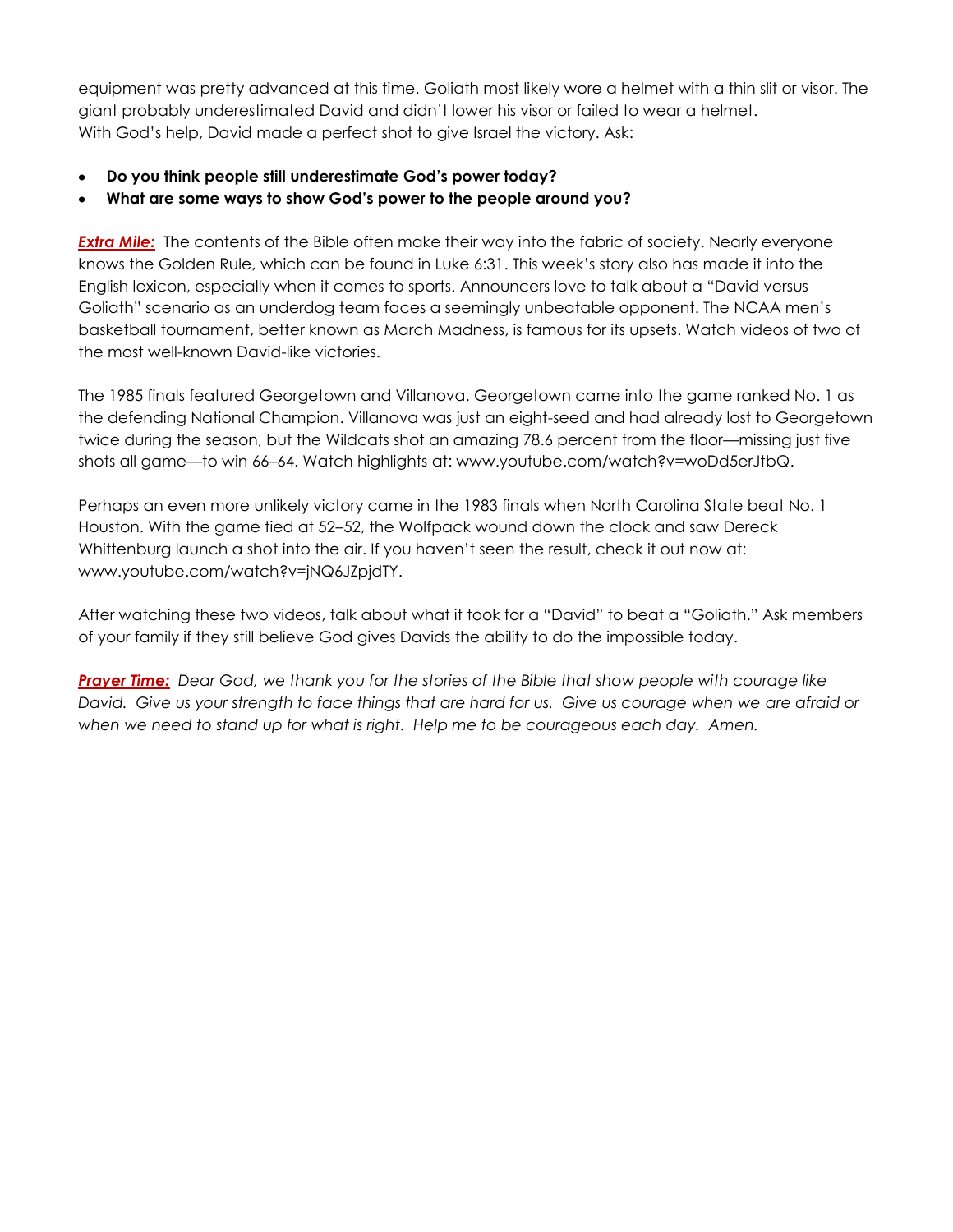equipment was pretty advanced at this time. Goliath most likely wore a helmet with a thin slit or visor. The giant probably underestimated David and didn't lower his visor or failed to wear a helmet.
With God's help, David made a perfect shot to give Israel the victory. Ask:

- **Do you think people still underestimate God's power today?**
- **What are some ways to show God's power to the people around you?**

***Extra Mile:*** The contents of the Bible often make their way into the fabric of society. Nearly everyone knows the Golden Rule, which can be found in Luke 6:31. This week's story also has made it into the English lexicon, especially when it comes to sports. Announcers love to talk about a "David versus Goliath" scenario as an underdog team faces a seemingly unbeatable opponent. The NCAA men's basketball tournament, better known as March Madness, is famous for its upsets. Watch videos of two of the most well-known David-like victories.

The 1985 finals featured Georgetown and Villanova. Georgetown came into the game ranked No. 1 as the defending National Champion. Villanova was just an eight-seed and had already lost to Georgetown twice during the season, but the Wildcats shot an amazing 78.6 percent from the floor—missing just five shots all game—to win 66–64. Watch highlights at: www.youtube.com/watch?v=woDd5erJtbQ.

Perhaps an even more unlikely victory came in the 1983 finals when North Carolina State beat No. 1 Houston. With the game tied at 52–52, the Wolfpack wound down the clock and saw Dereck Whittenburg launch a shot into the air. If you haven't seen the result, check it out now at: www.youtube.com/watch?v=jNQ6JZpjdTY.

After watching these two videos, talk about what it took for a "David" to beat a "Goliath." Ask members of your family if they still believe God gives Davids the ability to do the impossible today.

***Prayer Time:*** *Dear God, we thank you for the stories of the Bible that show people with courage like David. Give us your strength to face things that are hard for us. Give us courage when we are afraid or when we need to stand up for what is right. Help me to be courageous each day. Amen.*